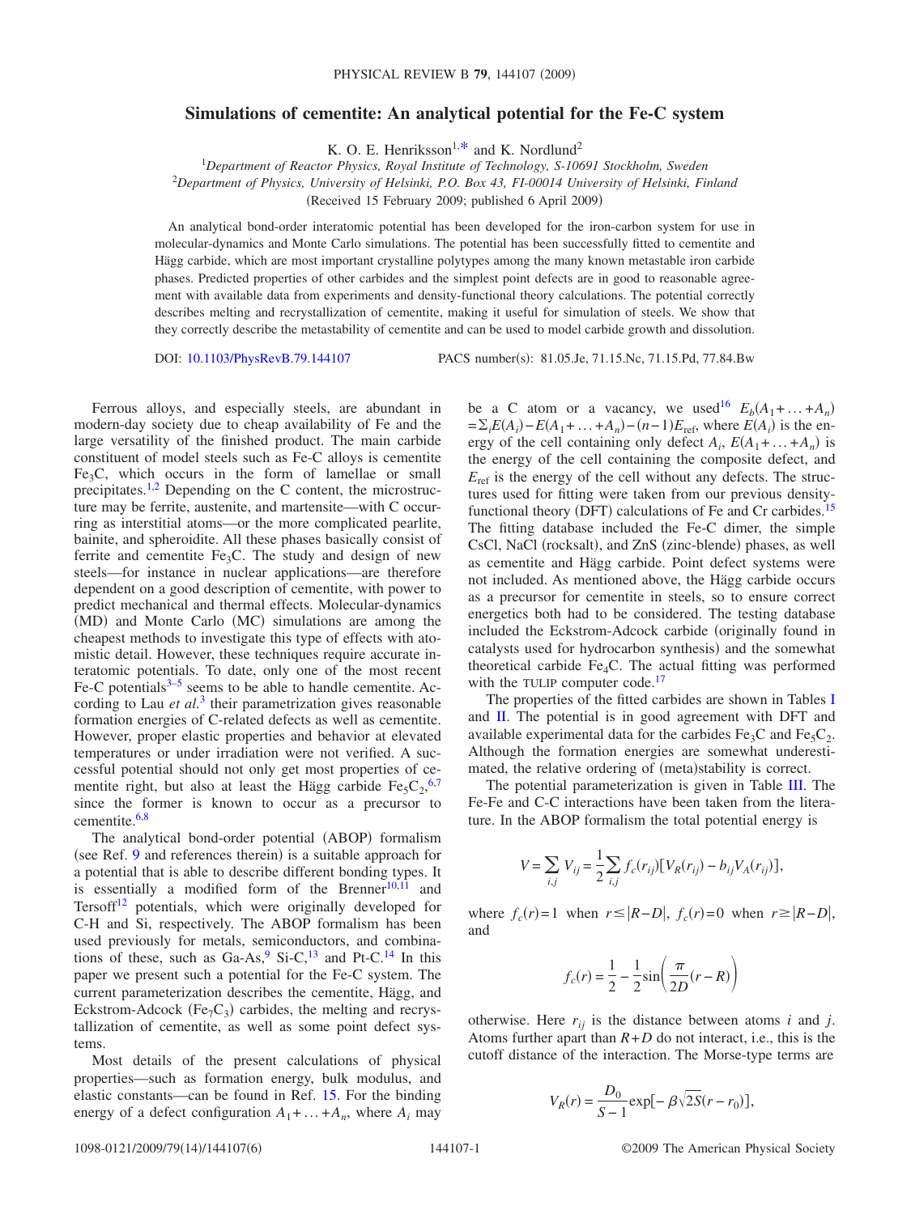# Simulations of cementite: An analytical potential for the Fe-C system

K. O. E. Henriksson[1,*] and K. Nordlund[2]

[1]*Department of Reactor Physics, Royal Institute of Technology, S-10691 Stockholm, Sweden*

[2]*Department of Physics, University of Helsinki, P.O. Box 43, FI-00014 University of Helsinki, Finland*

(Received 15 February 2009; published 6 April 2009)

An analytical bond-order interatomic potential has been developed for the iron-carbon system for use in molecular-dynamics and Monte Carlo simulations. The potential has been successfully fitted to cementite and Hägg carbide, which are most important crystalline polytypes among the many known metastable iron carbide phases. Predicted properties of other carbides and the simplest point defects are in good to reasonable agreement with available data from experiments and density-functional theory calculations. The potential correctly describes melting and recrystallization of cementite, making it useful for simulation of steels. We show that they correctly describe the metastability of cementite and can be used to model carbide growth and dissolution.

DOI: 10.1103/PhysRevB.79.144107 PACS number(s): 81.05.Je, 71.15.Nc, 71.15.Pd, 77.84.Bw

Ferrous alloys, and especially steels, are abundant in modern-day society due to cheap availability of Fe and the large versatility of the finished product. The main carbide constituent of model steels such as Fe-C alloys is cementite $Fe_3C$, which occurs in the form of lamellae or small precipitates.[1,2] Depending on the C content, the microstructure may be ferrite, austenite, and martensite—with C occurring as interstitial atoms—or the more complicated pearlite, bainite, and spheroidite. All these phases basically consist of ferrite and cementite $Fe_3C$. The study and design of new steels—for instance in nuclear applications—are therefore dependent on a good description of cementite, with power to predict mechanical and thermal effects. Molecular-dynamics (MD) and Monte Carlo (MC) simulations are among the cheapest methods to investigate this type of effects with atomistic detail. However, these techniques require accurate interatomic potentials. To date, only one of the most recent Fe-C potentials[3–5] seems to be able to handle cementite. According to Lau *et al.*[3] their parametrization gives reasonable formation energies of C-related defects as well as cementite. However, proper elastic properties and behavior at elevated temperatures or under irradiation were not verified. A successful potential should not only get most properties of cementite right, but also at least the Hägg carbide $Fe_5C_2$,[6,7] since the former is known to occur as a precursor to cementite.[6,8]

The analytical bond-order potential (ABOP) formalism (see Ref. 9 and references therein) is a suitable approach for a potential that is able to describe different bonding types. It is essentially a modified form of the Brenner[10,11] and Tersoff[12] potentials, which were originally developed for C-H and Si, respectively. The ABOP formalism has been used previously for metals, semiconductors, and combinations of these, such as Ga-As,[9] Si-C,[13] and Pt-C.[14] In this paper we present such a potential for the Fe-C system. The current parameterization describes the cementite, Hägg, and Eckstrom-Adcock ($Fe_7C_3$) carbides, the melting and recrystallization of cementite, as well as some point defect systems.

Most details of the present calculations of physical properties—such as formation energy, bulk modulus, and elastic constants—can be found in Ref. 15. For the binding energy of a defect configuration $A_1+\ldots+A_n$, where $A_i$ may be a C atom or a vacancy, we used[16] $E_b(A_1+\ldots+A_n) = \Sigma_i E(A_i) - E(A_1+\ldots+A_n) - (n-1)E_{\text{ref}}$, where $E(A_i)$ is the energy of the cell containing only defect $A_i$, $E(A_1+\ldots+A_n)$ is the energy of the cell containing the composite defect, and $E_{\text{ref}}$ is the energy of the cell without any defects. The structures used for fitting were taken from our previous density-functional theory (DFT) calculations of Fe and Cr carbides.[15] The fitting database included the Fe-C dimer, the simple CsCl, NaCl (rocksalt), and ZnS (zinc-blende) phases, as well as cementite and Hägg carbide. Point defect systems were not included. As mentioned above, the Hägg carbide occurs as a precursor for cementite in steels, so to ensure correct energetics both had to be considered. The testing database included the Eckstrom-Adcock carbide (originally found in catalysts used for hydrocarbon synthesis) and the somewhat theoretical carbide $Fe_4C$. The actual fitting was performed with the TULIP computer code.[17]

The properties of the fitted carbides are shown in Tables I and II. The potential is in good agreement with DFT and available experimental data for the carbides $Fe_3C$ and $Fe_5C_2$. Although the formation energies are somewhat underestimated, the relative ordering of (meta)stability is correct.

The potential parameterization is given in Table III. The Fe-Fe and C-C interactions have been taken from the literature. In the ABOP formalism the total potential energy is

$$V = \sum_{i,j} V_{ij} = \frac{1}{2}\sum_{i,j} f_c(r_{ij})[V_R(r_{ij}) - b_{ij}V_A(r_{ij})],$$

where $f_c(r)=1$ when $r \leq |R-D|$, $f_c(r)=0$ when $r \geq |R-D|$, and

$$f_c(r) = \frac{1}{2} - \frac{1}{2}\sin\left(\frac{\pi}{2D}(r-R)\right)$$

otherwise. Here $r_{ij}$ is the distance between atoms $i$ and $j$. Atoms further apart than $R+D$ do not interact, i.e., this is the cutoff distance of the interaction. The Morse-type terms are

$$V_R(r) = \frac{D_0}{S-1}\exp[-\beta\sqrt{2S}(r-r_0)],$$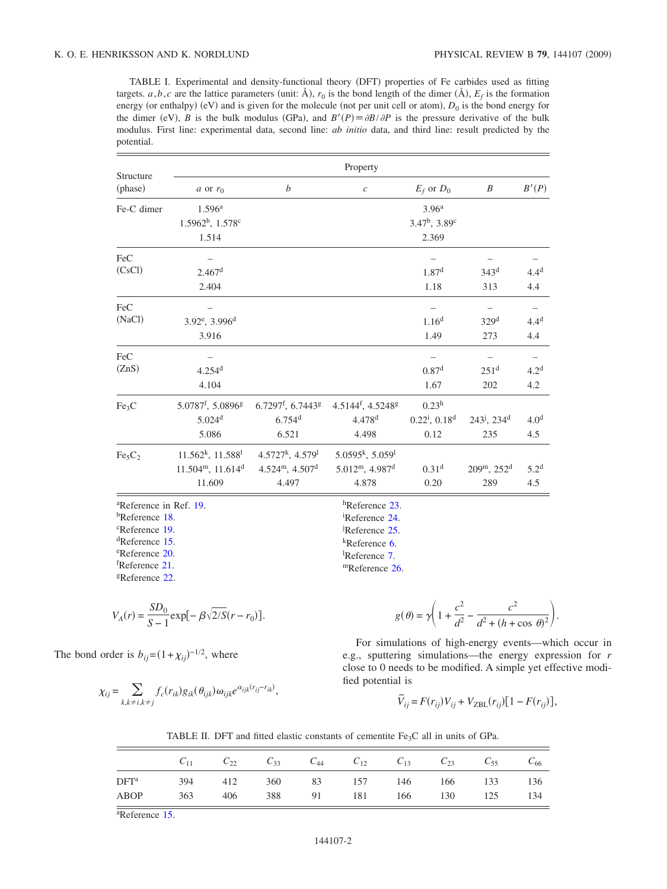TABLE I. Experimental and density-functional theory (DFT) properties of Fe carbides used as fitting targets. $a, b, c$ are the lattice parameters (unit: Å), $r_0$ is the bond length of the dimer (Å), $E_f$ is the formation energy (or enthalpy) (eV) and is given for the molecule (not per unit cell or atom), $D_0$ is the bond energy for the dimer (eV), $B$ is the bulk modulus (GPa), and $B'(P) \equiv \partial B / \partial P$ is the pressure derivative of the bulk modulus. First line: experimental data, second line: *ab initio* data, and third line: result predicted by the potential.

| Structure (phase) | Property | | | | | |
|---|---|---|---|---|---|---|
| | $a$ or $r_0$ | $b$ | $c$ | $E_f$ or $D_0$ | $B$ | $B'(P)$ |
| Fe-C dimer | 1.596[a] | | | 3.96[a] | | |
| | 1.5962[b], 1.578[c] | | | 3.47[b], 3.89[c] | | |
| | 1.514 | | | 2.369 | | |
| FeC (CsCl) | – | | | – | – | – |
| | 2.467[d] | | | 1.87[d] | 343[d] | 4.4[d] |
| | 2.404 | | | 1.18 | 313 | 4.4 |
| FeC (NaCl) | – | | | – | – | – |
| | 3.92[e], 3.996[d] | | | 1.16[d] | 329[d] | 4.4[d] |
| | 3.916 | | | 1.49 | 273 | 4.4 |
| FeC (ZnS) | – | | | – | – | – |
| | 4.254[d] | | | 0.87[d] | 251[d] | 4.2[d] |
| | 4.104 | | | 1.67 | 202 | 4.2 |
| $Fe_3C$ | 5.0787[f], 5.0896[g] | 6.7297[f], 6.7443[g] | 4.5144[f], 4.5248[g] | 0.23[h] | | |
| | 5.024[d] | 6.754[d] | 4.478[d] | 0.22[i], 0.18[d] | 243[j], 234[d] | 4.0[d] |
| | 5.086 | 6.521 | 4.498 | 0.12 | 235 | 4.5 |
| $Fe_5C_2$ | 11.562[k], 11.588[l] | 4.5727[k], 4.579[l] | 5.0595[k], 5.059[l] | | | |
| | 11.504[m], 11.614[d] | 4.524[m], 4.507[d] | 5.012[m], 4.987[d] | 0.31[d] | 209[m], 252[d] | 5.2[d] |
| | 11.609 | 4.497 | 4.878 | 0.20 | 289 | 4.5 |

[a]Reference in Ref. 19.
[b]Reference 18.
[c]Reference 19.
[d]Reference 15.
[e]Reference 20.
[f]Reference 21.
[g]Reference 22.
[h]Reference 23.
[i]Reference 24.
[j]Reference 25.
[k]Reference 6.
[l]Reference 7.
[m]Reference 26.

$$V_A(r) = \frac{SD_0}{S-1} \exp[-\beta\sqrt{2/S}(r - r_0)].$$

The bond order is $b_{ij} = (1 + \chi_{ij})^{-1/2}$, where

$$\chi_{ij} = \sum_{k,k\neq i,k\neq j} f_c(r_{ik}) g_{ik}(\theta_{ijk}) \omega_{ijk} e^{\alpha_{ijk}(r_{ij} - r_{ik})},$$

$$g(\theta) = \gamma\left(1 + \frac{c^2}{d^2} - \frac{c^2}{d^2 + (h + \cos\theta)^2}\right).$$

For simulations of high-energy events—which occur in e.g., sputtering simulations—the energy expression for $r$ close to 0 needs to be modified. A simple yet effective modified potential is

$$\tilde{V}_{ij} = F(r_{ij}) V_{ij} + V_{\mathrm{ZBL}}(r_{ij})[1 - F(r_{ij})],$$

TABLE II. DFT and fitted elastic constants of cementite $Fe_3C$ all in units of GPa.

| | $C_{11}$ | $C_{22}$ | $C_{33}$ | $C_{44}$ | $C_{12}$ | $C_{13}$ | $C_{23}$ | $C_{55}$ | $C_{66}$ |
|---|---|---|---|---|---|---|---|---|---|
| DFT[a] | 394 | 412 | 360 | 83 | 157 | 146 | 166 | 133 | 136 |
| ABOP | 363 | 406 | 388 | 91 | 181 | 166 | 130 | 125 | 134 |

[a]Reference 15.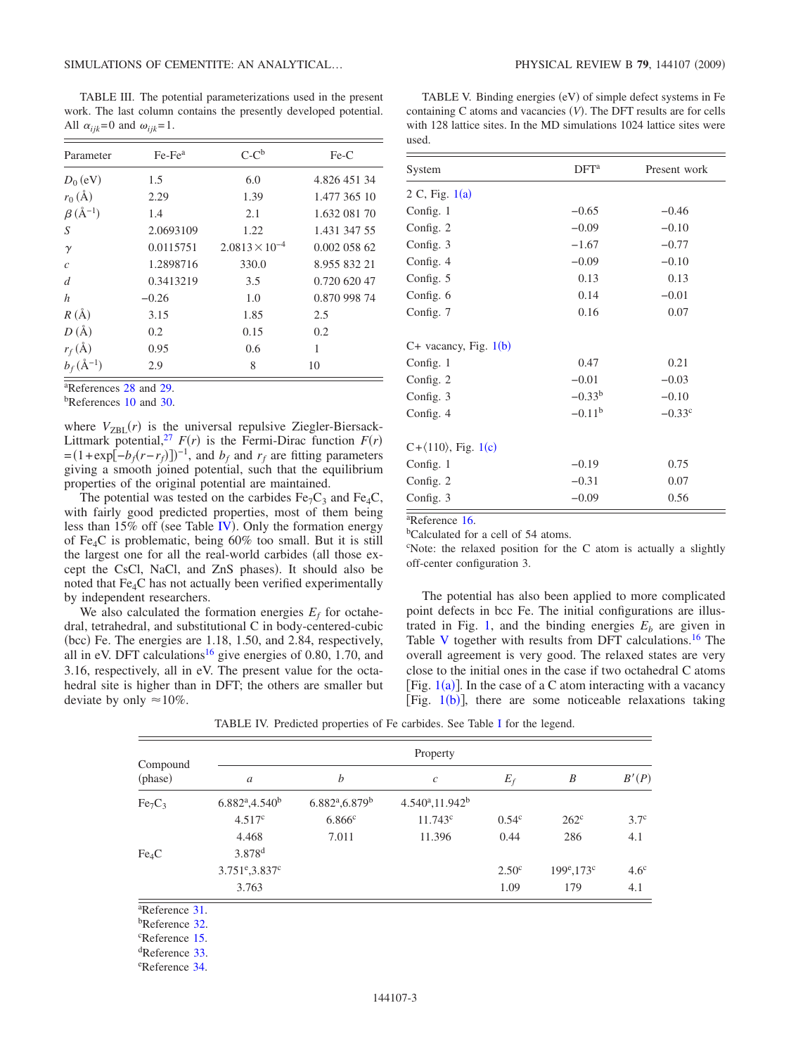TABLE III. The potential parameterizations used in the present work. The last column contains the presently developed potential. All $\alpha_{ijk}=0$ and $\omega_{ijk}=1$.

| Parameter | Fe-Fe[a] | C-C[b] | Fe-C |
|---|---|---|---|
| $D_0$ (eV) | 1.5 | 6.0 | 4.826 451 34 |
| $r_0$ (Å) | 2.29 | 1.39 | 1.477 365 10 |
| $\beta$ (Å$^{-1}$) | 1.4 | 2.1 | 1.632 081 70 |
| $S$ | 2.0693109 | 1.22 | 1.431 347 55 |
| $\gamma$ | 0.0115751 | $2.0813\times10^{-4}$ | 0.002 058 62 |
| $c$ | 1.2898716 | 330.0 | 8.955 832 21 |
| $d$ | 0.3413219 | 3.5 | 0.720 620 47 |
| $h$ | −0.26 | 1.0 | 0.870 998 74 |
| $R$ (Å) | 3.15 | 1.85 | 2.5 |
| $D$ (Å) | 0.2 | 0.15 | 0.2 |
| $r_f$ (Å) | 0.95 | 0.6 | 1 |
| $b_f$ (Å$^{-1}$) | 2.9 | 8 | 10 |

[a]References 28 and 29.
[b]References 10 and 30.

where $V_{\text{ZBL}}(r)$ is the universal repulsive Ziegler-Biersack-Littmark potential,[27] $F(r)$ is the Fermi-Dirac function $F(r)=(1+\exp[-b_f(r-r_f)])^{-1}$, and $b_f$ and $r_f$ are fitting parameters giving a smooth joined potential, such that the equilibrium properties of the original potential are maintained.

The potential was tested on the carbides $Fe_7C_3$ and $Fe_4C$, with fairly good predicted properties, most of them being less than 15% off (see Table IV). Only the formation energy of $Fe_4C$ is problematic, being 60% too small. But it is still the largest one for all the real-world carbides (all those except the CsCl, NaCl, and ZnS phases). It should also be noted that $Fe_4C$ has not actually been verified experimentally by independent researchers.

We also calculated the formation energies $E_f$ for octahedral, tetrahedral, and substitutional C in body-centered-cubic (bcc) Fe. The energies are 1.18, 1.50, and 2.84, respectively, all in eV. DFT calculations[16] give energies of 0.80, 1.70, and 3.16, respectively, all in eV. The present value for the octahedral site is higher than in DFT; the others are smaller but deviate by only ≈10%.

TABLE V. Binding energies (eV) of simple defect systems in Fe containing C atoms and vacancies ($V$). The DFT results are for cells with 128 lattice sites. In the MD simulations 1024 lattice sites were used.

| System | DFT[a] | Present work |
|---|---|---|
| 2 C, Fig. 1(a) | | |
| Config. 1 | −0.65 | −0.46 |
| Config. 2 | −0.09 | −0.10 |
| Config. 3 | −1.67 | −0.77 |
| Config. 4 | −0.09 | −0.10 |
| Config. 5 | 0.13 | 0.13 |
| Config. 6 | 0.14 | −0.01 |
| Config. 7 | 0.16 | 0.07 |
| C+ vacancy, Fig. 1(b) | | |
| Config. 1 | 0.47 | 0.21 |
| Config. 2 | −0.01 | −0.03 |
| Config. 3 | −0.33[b] | −0.10 |
| Config. 4 | −0.11[b] | −0.33[c] |
| C+⟨110⟩, Fig. 1(c) | | |
| Config. 1 | −0.19 | 0.75 |
| Config. 2 | −0.31 | 0.07 |
| Config. 3 | −0.09 | 0.56 |

[a]Reference 16.
[b]Calculated for a cell of 54 atoms.
[c]Note: the relaxed position for the C atom is actually a slightly off-center configuration 3.

The potential has also been applied to more complicated point defects in bcc Fe. The initial configurations are illustrated in Fig. 1, and the binding energies $E_b$ are given in Table V together with results from DFT calculations.[16] The overall agreement is very good. The relaxed states are very close to the initial ones in the case if two octahedral C atoms [Fig. 1(a)]. In the case of a C atom interacting with a vacancy [Fig. 1(b)], there are some noticeable relaxations taking

TABLE IV. Predicted properties of Fe carbides. See Table I for the legend.

| Compound (phase) | Property | | | | | |
|---|---|---|---|---|---|---|
| | $a$ | $b$ | $c$ | $E_f$ | $B$ | $B'(P)$ |
| $Fe_7C_3$ | 6.882[a],4.540[b] | 6.882[a],6.879[b] | 4.540[a],11.942[b] | | | |
| | 4.517[c] | 6.866[c] | 11.743[c] | 0.54[c] | 262[c] | 3.7[c] |
| | 4.468 | 7.011 | 11.396 | 0.44 | 286 | 4.1 |
| $Fe_4C$ | 3.878[d] | | | | | |
| | 3.751[e],3.837[c] | | | 2.50[c] | 199[e],173[c] | 4.6[c] |
| | 3.763 | | | 1.09 | 179 | 4.1 |

[a]Reference 31.
[b]Reference 32.
[c]Reference 15.
[d]Reference 33.
[e]Reference 34.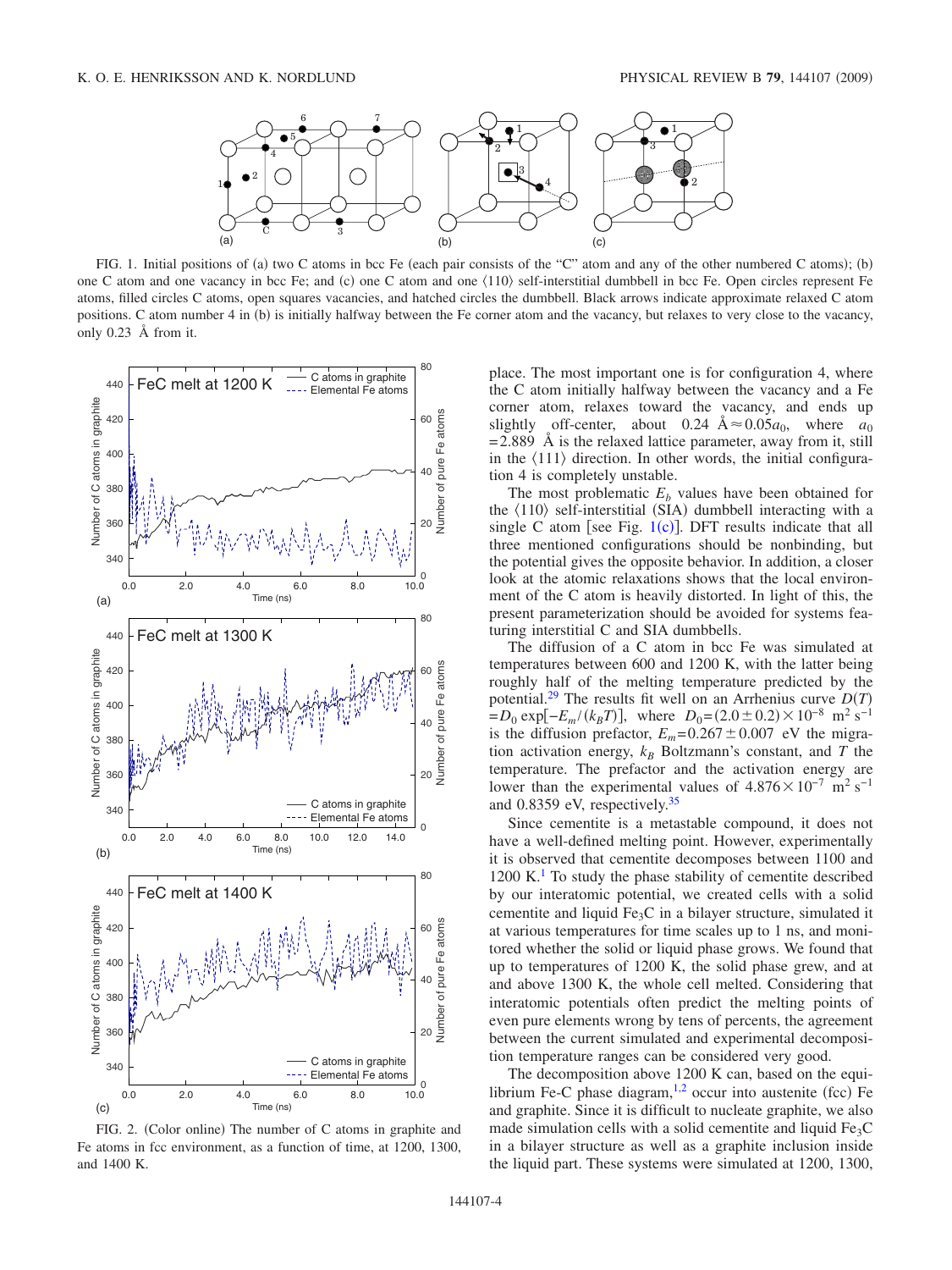FIG. 1. Initial positions of (a) two C atoms in bcc Fe (each pair consists of the "C" atom and any of the other numbered C atoms); (b) one C atom and one vacancy in bcc Fe; and (c) one C atom and one ⟨110⟩ self-interstitial dumbbell in bcc Fe. Open circles represent Fe atoms, filled circles C atoms, open squares vacancies, and hatched circles the dumbbell. Black arrows indicate approximate relaxed C atom positions. C atom number 4 in (b) is initially halfway between the Fe corner atom and the vacancy, but relaxes to very close to the vacancy, only 0.23 Å from it.

FIG. 2. (Color online) The number of C atoms in graphite and Fe atoms in fcc environment, as a function of time, at 1200, 1300, and 1400 K.

place. The most important one is for configuration 4, where the C atom initially halfway between the vacancy and a Fe corner atom, relaxes toward the vacancy, and ends up slightly off-center, about 0.24 Å$\approx 0.05a_0$, where $a_0 = 2.889$ Å is the relaxed lattice parameter, away from it, still in the ⟨111⟩ direction. In other words, the initial configuration 4 is completely unstable.

The most problematic $E_b$ values have been obtained for the ⟨110⟩ self-interstitial (SIA) dumbbell interacting with a single C atom [see Fig. 1(c)]. DFT results indicate that all three mentioned configurations should be nonbinding, but the potential gives the opposite behavior. In addition, a closer look at the atomic relaxations shows that the local environment of the C atom is heavily distorted. In light of this, the present parameterization should be avoided for systems featuring interstitial C and SIA dumbbells.

The diffusion of a C atom in bcc Fe was simulated at temperatures between 600 and 1200 K, with the latter being roughly half of the melting temperature predicted by the potential.[29] The results fit well on an Arrhenius curve $D(T) = D_0 \exp[-E_m/(k_B T)]$, where $D_0 = (2.0 \pm 0.2) \times 10^{-8}$ m$^2$ s$^{-1}$ is the diffusion prefactor, $E_m = 0.267 \pm 0.007$ eV the migration activation energy, $k_B$ Boltzmann's constant, and $T$ the temperature. The prefactor and the activation energy are lower than the experimental values of $4.876 \times 10^{-7}$ m$^2$ s$^{-1}$ and 0.8359 eV, respectively.[35]

Since cementite is a metastable compound, it does not have a well-defined melting point. However, experimentally it is observed that cementite decomposes between 1100 and 1200 K.[1] To study the phase stability of cementite described by our interatomic potential, we created cells with a solid cementite and liquid $Fe_3C$ in a bilayer structure, simulated it at various temperatures for time scales up to 1 ns, and monitored whether the solid or liquid phase grows. We found that up to temperatures of 1200 K, the solid phase grew, and at and above 1300 K, the whole cell melted. Considering that interatomic potentials often predict the melting points of even pure elements wrong by tens of percents, the agreement between the current simulated and experimental decomposition temperature ranges can be considered very good.

The decomposition above 1200 K can, based on the equilibrium Fe-C phase diagram,[1,2] occur into austenite (fcc) Fe and graphite. Since it is difficult to nucleate graphite, we also made simulation cells with a solid cementite and liquid $Fe_3C$ in a bilayer structure as well as a graphite inclusion inside the liquid part. These systems were simulated at 1200, 1300,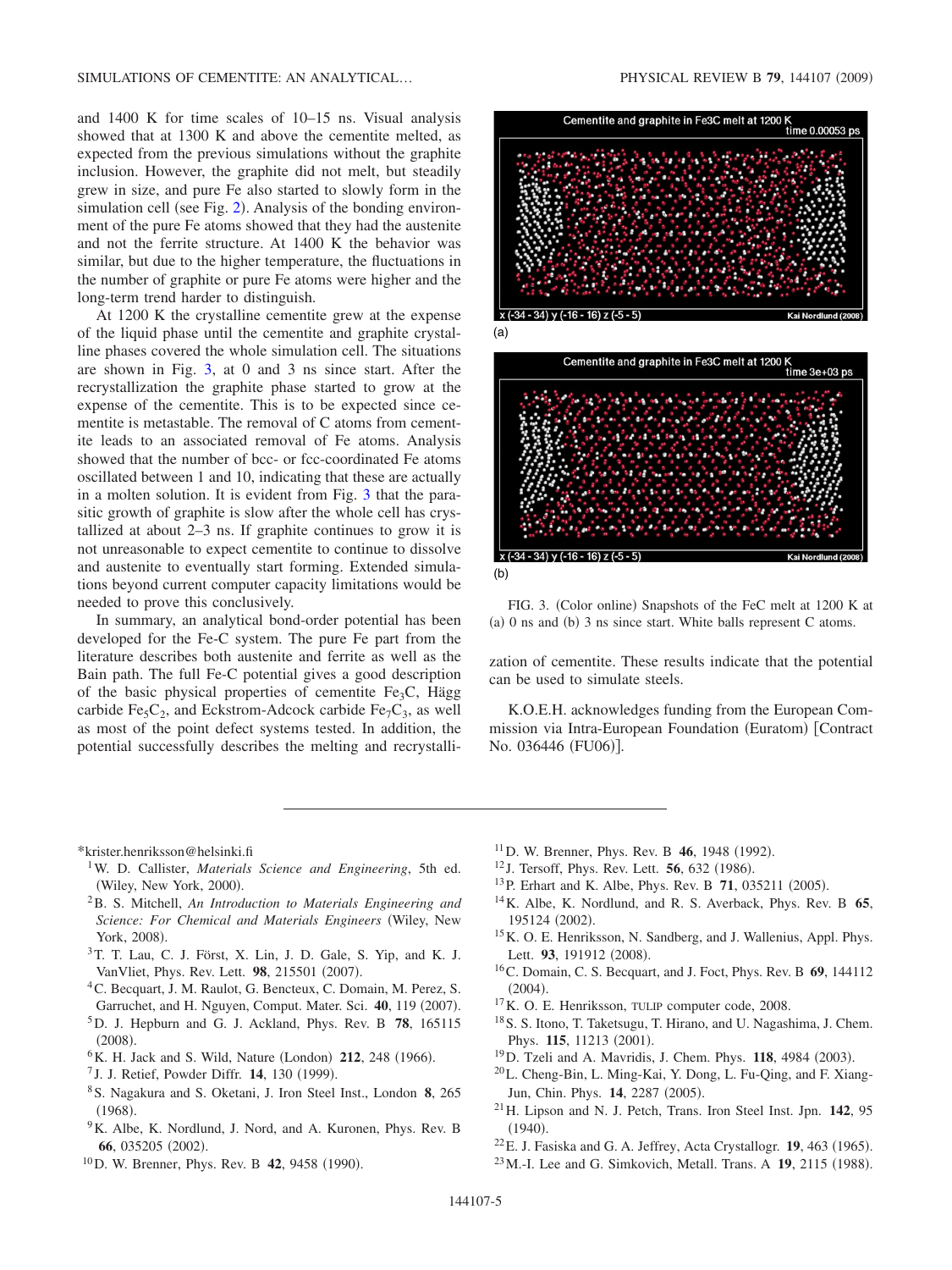and 1400 K for time scales of 10–15 ns. Visual analysis showed that at 1300 K and above the cementite melted, as expected from the previous simulations without the graphite inclusion. However, the graphite did not melt, but steadily grew in size, and pure Fe also started to slowly form in the simulation cell (see Fig. 2). Analysis of the bonding environment of the pure Fe atoms showed that they had the austenite and not the ferrite structure. At 1400 K the behavior was similar, but due to the higher temperature, the fluctuations in the number of graphite or pure Fe atoms were higher and the long-term trend harder to distinguish.

At 1200 K the crystalline cementite grew at the expense of the liquid phase until the cementite and graphite crystalline phases covered the whole simulation cell. The situations are shown in Fig. 3, at 0 and 3 ns since start. After the recrystallization the graphite phase started to grow at the expense of the cementite. This is to be expected since cementite is metastable. The removal of C atoms from cementite leads to an associated removal of Fe atoms. Analysis showed that the number of bcc- or fcc-coordinated Fe atoms oscillated between 1 and 10, indicating that these are actually in a molten solution. It is evident from Fig. 3 that the parasitic growth of graphite is slow after the whole cell has crystallized at about 2–3 ns. If graphite continues to grow it is not unreasonable to expect cementite to continue to dissolve and austenite to eventually start forming. Extended simulations beyond current computer capacity limitations would be needed to prove this conclusively.

In summary, an analytical bond-order potential has been developed for the Fe-C system. The pure Fe part from the literature describes both austenite and ferrite as well as the Bain path. The full Fe-C potential gives a good description of the basic physical properties of cementite $Fe_3C$, Hägg carbide $Fe_5C_2$, and Eckstrom-Adcock carbide $Fe_7C_3$, as well as most of the point defect systems tested. In addition, the potential successfully describes the melting and recrystallization of cementite. These results indicate that the potential can be used to simulate steels.

FIG. 3. (Color online) Snapshots of the FeC melt at 1200 K at (a) 0 ns and (b) 3 ns since start. White balls represent C atoms.

K.O.E.H. acknowledges funding from the European Commission via Intra-European Foundation (Euratom) [Contract No. 036446 (FU06)].

---

*krister.henriksson@helsinki.fi

[1] W. D. Callister, *Materials Science and Engineering*, 5th ed. (Wiley, New York, 2000).

[2] B. S. Mitchell, *An Introduction to Materials Engineering and Science: For Chemical and Materials Engineers* (Wiley, New York, 2008).

[3] T. T. Lau, C. J. Först, X. Lin, J. D. Gale, S. Yip, and K. J. VanVliet, Phys. Rev. Lett. **98**, 215501 (2007).

[4] C. Becquart, J. M. Raulot, G. Bencteux, C. Domain, M. Perez, S. Garruchet, and H. Nguyen, Comput. Mater. Sci. **40**, 119 (2007).

[5] D. J. Hepburn and G. J. Ackland, Phys. Rev. B **78**, 165115 (2008).

[6] K. H. Jack and S. Wild, Nature (London) **212**, 248 (1966).

[7] J. J. Retief, Powder Diffr. **14**, 130 (1999).

[8] S. Nagakura and S. Oketani, J. Iron Steel Inst., London **8**, 265 (1968).

[9] K. Albe, K. Nordlund, J. Nord, and A. Kuronen, Phys. Rev. B **66**, 035205 (2002).

[10] D. W. Brenner, Phys. Rev. B **42**, 9458 (1990).

[11] D. W. Brenner, Phys. Rev. B **46**, 1948 (1992).

[12] J. Tersoff, Phys. Rev. Lett. **56**, 632 (1986).

[13] P. Erhart and K. Albe, Phys. Rev. B **71**, 035211 (2005).

[14] K. Albe, K. Nordlund, and R. S. Averback, Phys. Rev. B **65**, 195124 (2002).

[15] K. O. E. Henriksson, N. Sandberg, and J. Wallenius, Appl. Phys. Lett. **93**, 191912 (2008).

[16] C. Domain, C. S. Becquart, and J. Foct, Phys. Rev. B **69**, 144112 (2004).

[17] K. O. E. Henriksson, TULIP computer code, 2008.

[18] S. S. Itono, T. Taketsugu, T. Hirano, and U. Nagashima, J. Chem. Phys. **115**, 11213 (2001).

[19] D. Tzeli and A. Mavridis, J. Chem. Phys. **118**, 4984 (2003).

[20] L. Cheng-Bin, L. Ming-Kai, Y. Dong, L. Fu-Qing, and F. Xiang-Jun, Chin. Phys. **14**, 2287 (2005).

[21] H. Lipson and N. J. Petch, Trans. Iron Steel Inst. Jpn. **142**, 95 (1940).

[22] E. J. Fasiska and G. A. Jeffrey, Acta Crystallogr. **19**, 463 (1965).

[23] M.-I. Lee and G. Simkovich, Metall. Trans. A **19**, 2115 (1988).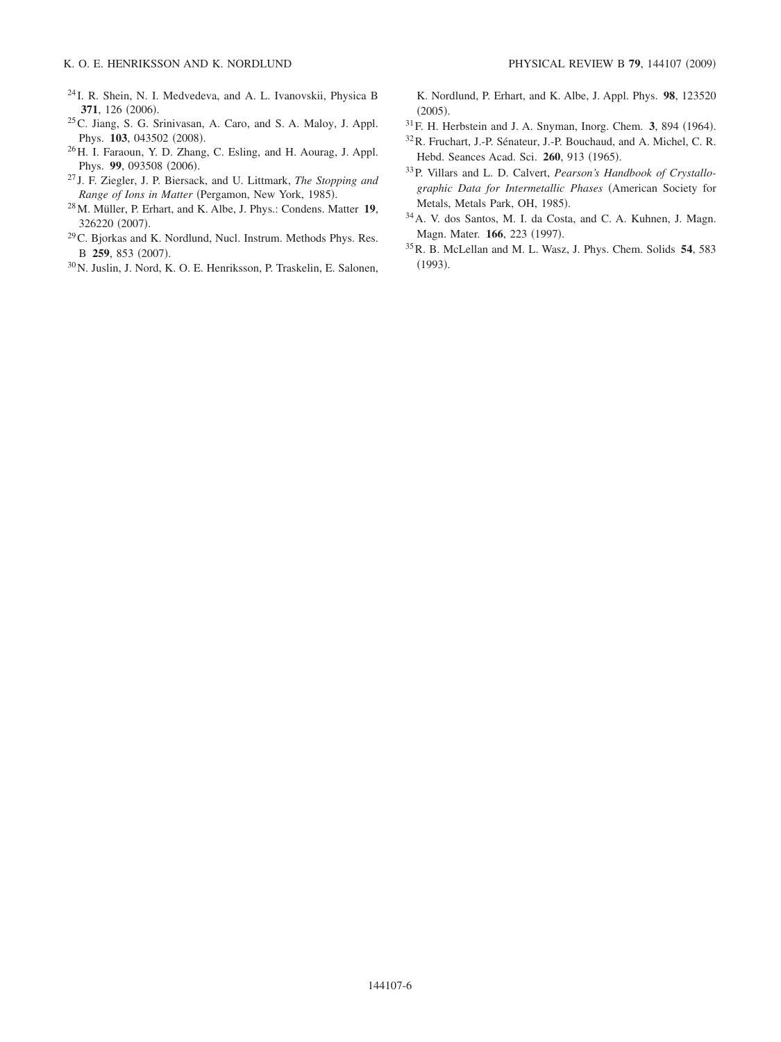[24] I. R. Shein, N. I. Medvedeva, and A. L. Ivanovskii, Physica B **371**, 126 (2006).

[25] C. Jiang, S. G. Srinivasan, A. Caro, and S. A. Maloy, J. Appl. Phys. **103**, 043502 (2008).

[26] H. I. Faraoun, Y. D. Zhang, C. Esling, and H. Aourag, J. Appl. Phys. **99**, 093508 (2006).

[27] J. F. Ziegler, J. P. Biersack, and U. Littmark, *The Stopping and Range of Ions in Matter* (Pergamon, New York, 1985).

[28] M. Müller, P. Erhart, and K. Albe, J. Phys.: Condens. Matter **19**, 326220 (2007).

[29] C. Bjorkas and K. Nordlund, Nucl. Instrum. Methods Phys. Res. B **259**, 853 (2007).

[30] N. Juslin, J. Nord, K. O. E. Henriksson, P. Traskelin, E. Salonen, K. Nordlund, P. Erhart, and K. Albe, J. Appl. Phys. **98**, 123520 (2005).

[31] F. H. Herbstein and J. A. Snyman, Inorg. Chem. **3**, 894 (1964).

[32] R. Fruchart, J.-P. Sénateur, J.-P. Bouchaud, and A. Michel, C. R. Hebd. Seances Acad. Sci. **260**, 913 (1965).

[33] P. Villars and L. D. Calvert, *Pearson's Handbook of Crystallographic Data for Intermetallic Phases* (American Society for Metals, Metals Park, OH, 1985).

[34] A. V. dos Santos, M. I. da Costa, and C. A. Kuhnen, J. Magn. Magn. Mater. **166**, 223 (1997).

[35] R. B. McLellan and M. L. Wasz, J. Phys. Chem. Solids **54**, 583 (1993).